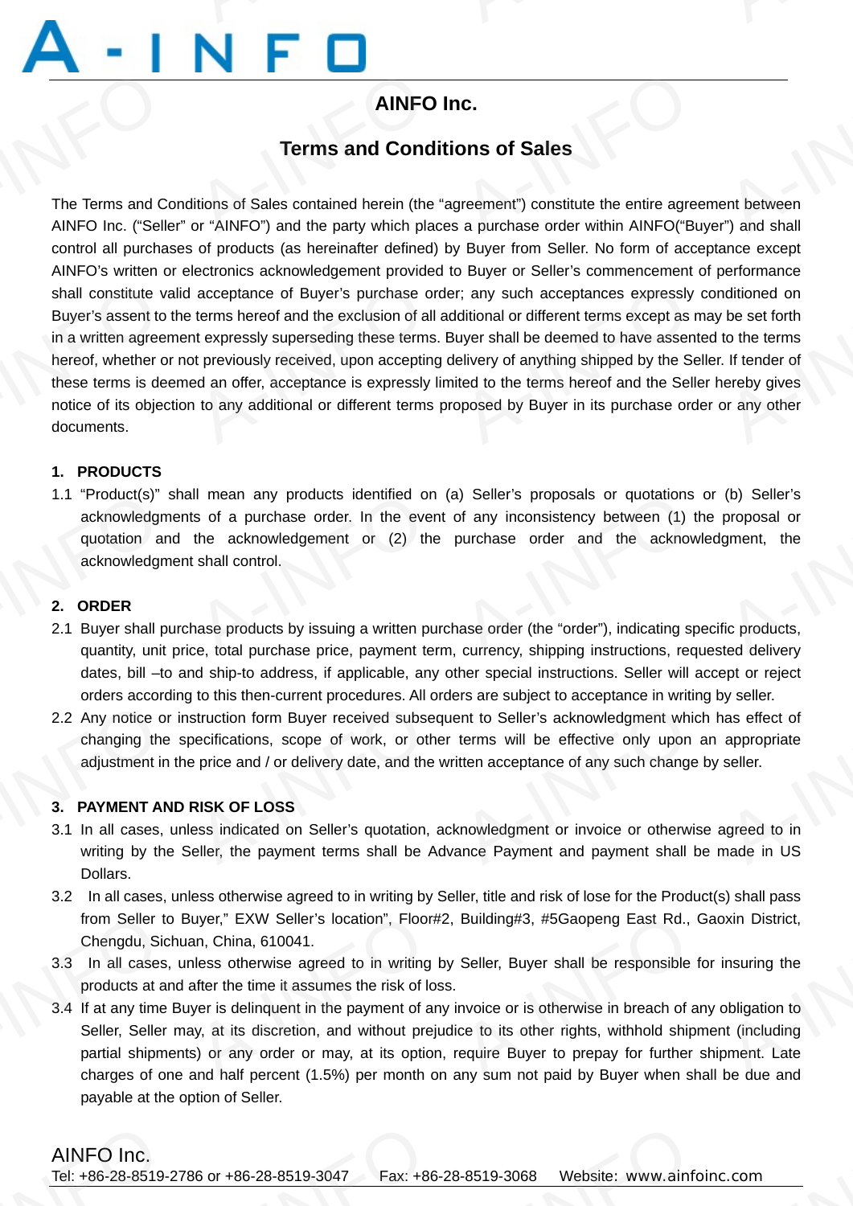# AINFO Inc.

## Terms and Conditions of Sales

The Terms and Conditions of Sales contained herein (the “agreement”) constitute the entire agreement between AINFO Inc. (“Seller” or “AINFO”) and the party which places a purchase order within AINFO(“Buyer”) and shall control all purchases of products (as hereinafter defined) by Buyer from Seller. No form of acceptance except AINFO’s written or electronics acknowledgement provided to Buyer or Seller’s commencement of performance shall constitute valid acceptance of Buyer’s purchase order; any such acceptances expressly conditioned on Buyer’s assent to the terms hereof and the exclusion of all additional or different terms except as may be set forth in a written agreement expressly superseding these terms. Buyer shall be deemed to have assented to the terms hereof, whether or not previously received, upon accepting delivery of anything shipped by the Seller. If tender of these terms is deemed an offer, acceptance is expressly limited to the terms hereof and the Seller hereby gives notice of its objection to any additional or different terms proposed by Buyer in its purchase order or any other documents.

### 1. PRODUCTS

1.1 “Product(s)” shall mean any products identified on (a) Seller’s proposals or quotations or (b) Seller’s acknowledgments of a purchase order. In the event of any inconsistency between (1) the proposal or quotation and the acknowledgement or (2) the purchase order and the acknowledgment, the acknowledgment shall control.

### 2. ORDER

2.1 Buyer shall purchase products by issuing a written purchase order (the “order”), indicating specific products, quantity, unit price, total purchase price, payment term, currency, shipping instructions, requested delivery dates, bill –to and ship-to address, if applicable, any other special instructions. Seller will accept or reject orders according to this then-current procedures. All orders are subject to acceptance in writing by seller.

2.2 Any notice or instruction form Buyer received subsequent to Seller’s acknowledgment which has effect of changing the specifications, scope of work, or other terms will be effective only upon an appropriate adjustment in the price and / or delivery date, and the written acceptance of any such change by seller.

### 3. PAYMENT AND RISK OF LOSS

3.1 In all cases, unless indicated on Seller’s quotation, acknowledgment or invoice or otherwise agreed to in writing by the Seller, the payment terms shall be Advance Payment and payment shall be made in US Dollars.

3.2 In all cases, unless otherwise agreed to in writing by Seller, title and risk of lose for the Product(s) shall pass from Seller to Buyer,” EXW Seller’s location”, Floor#2, Building#3, #5Gaopeng East Rd., Gaoxin District, Chengdu, Sichuan, China, 610041.

3.3 In all cases, unless otherwise agreed to in writing by Seller, Buyer shall be responsible for insuring the products at and after the time it assumes the risk of loss.

3.4 If at any time Buyer is delinquent in the payment of any invoice or is otherwise in breach of any obligation to Seller, Seller may, at its discretion, and without prejudice to its other rights, withhold shipment (including partial shipments) or any order or may, at its option, require Buyer to prepay for further shipment. Late charges of one and half percent (1.5%) per month on any sum not paid by Buyer when shall be due and payable at the option of Seller.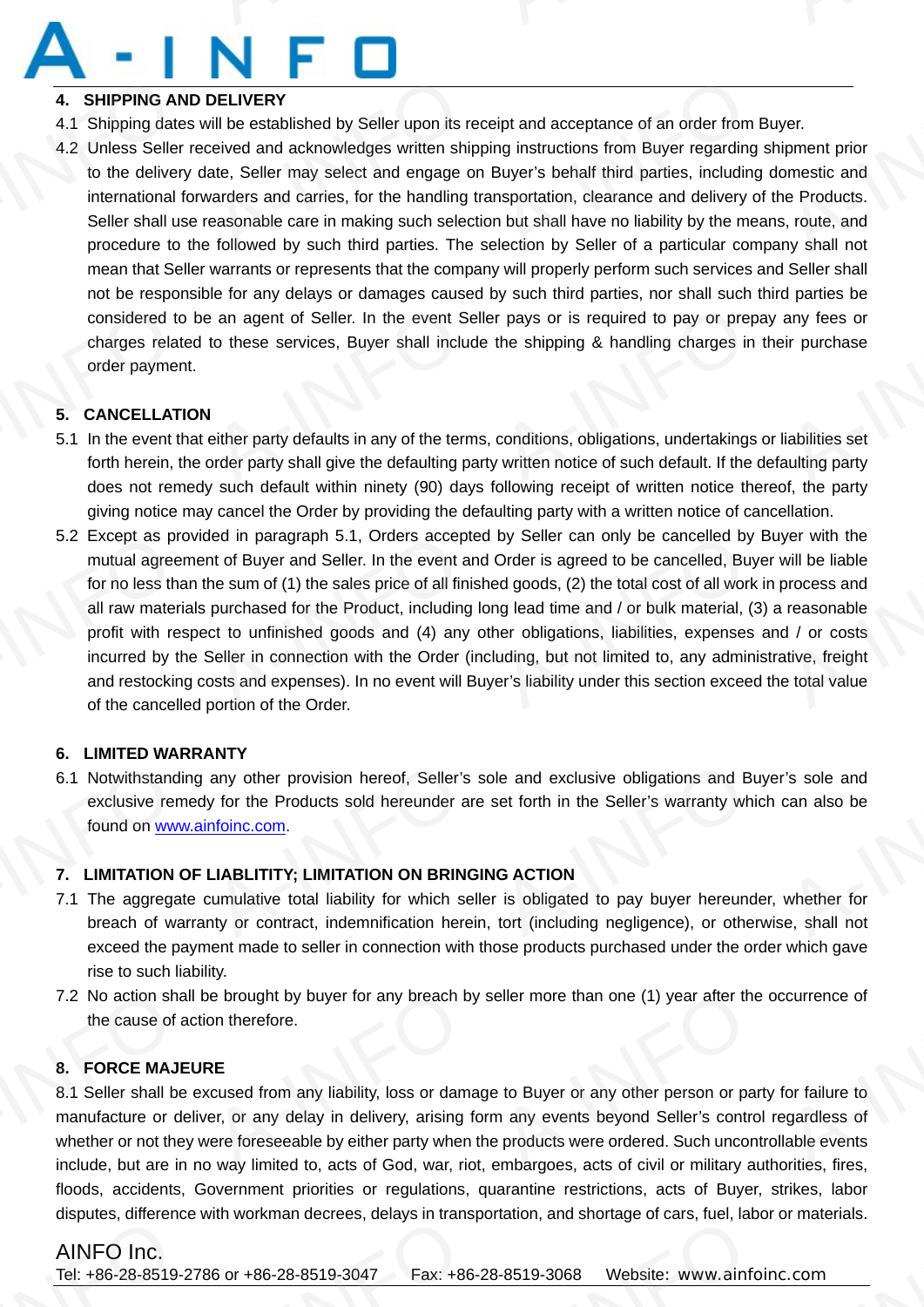## 4. SHIPPING AND DELIVERY

4.1 Shipping dates will be established by Seller upon its receipt and acceptance of an order from Buyer.

4.2 Unless Seller received and acknowledges written shipping instructions from Buyer regarding shipment prior to the delivery date, Seller may select and engage on Buyer's behalf third parties, including domestic and international forwarders and carries, for the handling transportation, clearance and delivery of the Products. Seller shall use reasonable care in making such selection but shall have no liability by the means, route, and procedure to the followed by such third parties. The selection by Seller of a particular company shall not mean that Seller warrants or represents that the company will properly perform such services and Seller shall not be responsible for any delays or damages caused by such third parties, nor shall such third parties be considered to be an agent of Seller. In the event Seller pays or is required to pay or prepay any fees or charges related to these services, Buyer shall include the shipping & handling charges in their purchase order payment.

## 5. CANCELLATION

5.1 In the event that either party defaults in any of the terms, conditions, obligations, undertakings or liabilities set forth herein, the order party shall give the defaulting party written notice of such default. If the defaulting party does not remedy such default within ninety (90) days following receipt of written notice thereof, the party giving notice may cancel the Order by providing the defaulting party with a written notice of cancellation.

5.2 Except as provided in paragraph 5.1, Orders accepted by Seller can only be cancelled by Buyer with the mutual agreement of Buyer and Seller. In the event and Order is agreed to be cancelled, Buyer will be liable for no less than the sum of (1) the sales price of all finished goods, (2) the total cost of all work in process and all raw materials purchased for the Product, including long lead time and / or bulk material, (3) a reasonable profit with respect to unfinished goods and (4) any other obligations, liabilities, expenses and / or costs incurred by the Seller in connection with the Order (including, but not limited to, any administrative, freight and restocking costs and expenses). In no event will Buyer's liability under this section exceed the total value of the cancelled portion of the Order.

## 6. LIMITED WARRANTY

6.1 Notwithstanding any other provision hereof, Seller's sole and exclusive obligations and Buyer's sole and exclusive remedy for the Products sold hereunder are set forth in the Seller's warranty which can also be found on www.ainfoinc.com.

## 7. LIMITATION OF LIABLITITY; LIMITATION ON BRINGING ACTION

7.1 The aggregate cumulative total liability for which seller is obligated to pay buyer hereunder, whether for breach of warranty or contract, indemnification herein, tort (including negligence), or otherwise, shall not exceed the payment made to seller in connection with those products purchased under the order which gave rise to such liability.

7.2 No action shall be brought by buyer for any breach by seller more than one (1) year after the occurrence of the cause of action therefore.

## 8. FORCE MAJEURE

8.1 Seller shall be excused from any liability, loss or damage to Buyer or any other person or party for failure to manufacture or deliver, or any delay in delivery, arising form any events beyond Seller's control regardless of whether or not they were foreseeable by either party when the products were ordered. Such uncontrollable events include, but are in no way limited to, acts of God, war, riot, embargoes, acts of civil or military authorities, fires, floods, accidents, Government priorities or regulations, quarantine restrictions, acts of Buyer, strikes, labor disputes, difference with workman decrees, delays in transportation, and shortage of cars, fuel, labor or materials.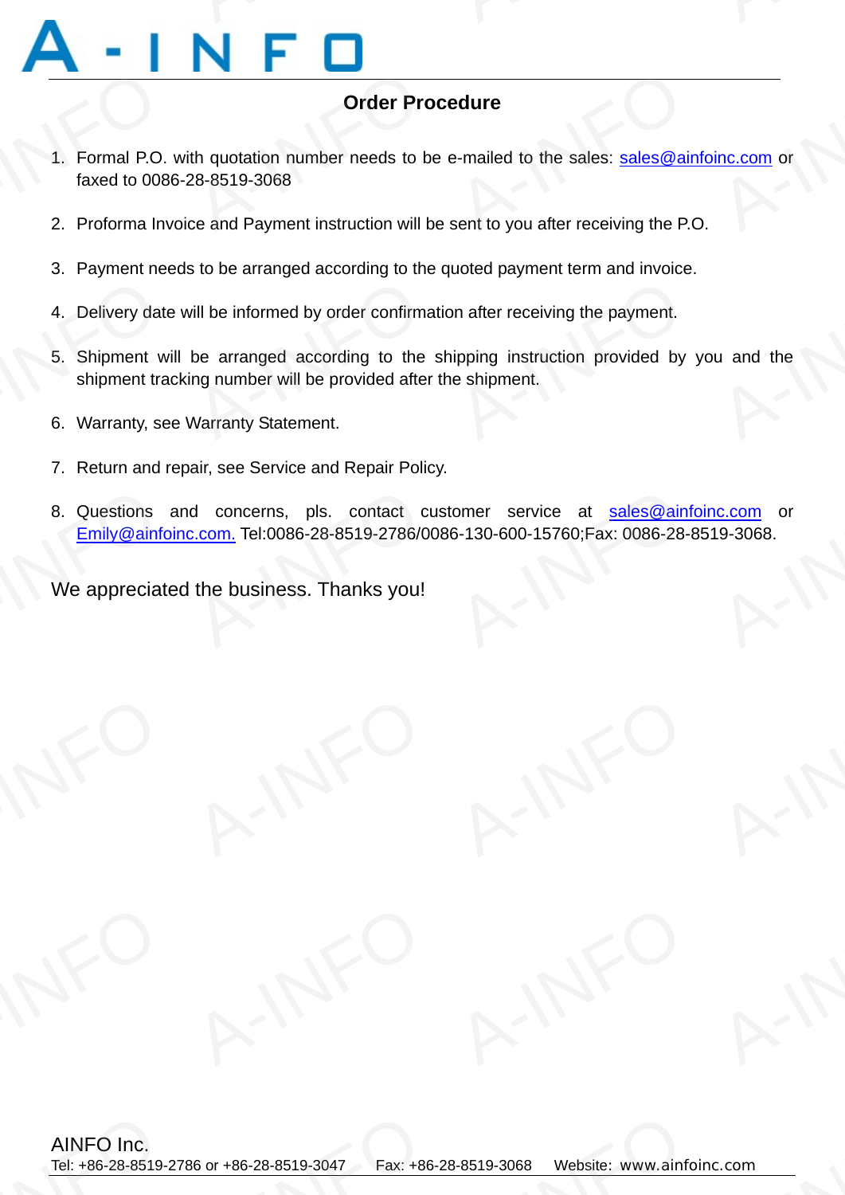## Order Procedure

1. Formal P.O. with quotation number needs to be e-mailed to the sales: sales@ainfoinc.com or faxed to 0086-28-8519-3068
2. Proforma Invoice and Payment instruction will be sent to you after receiving the P.O.
3. Payment needs to be arranged according to the quoted payment term and invoice.
4. Delivery date will be informed by order confirmation after receiving the payment.
5. Shipment will be arranged according to the shipping instruction provided by you and the shipment tracking number will be provided after the shipment.
6. Warranty, see Warranty Statement.
7. Return and repair, see Service and Repair Policy.
8. Questions and concerns, pls. contact customer service at sales@ainfoinc.com or Emily@ainfoinc.com. Tel:0086-28-8519-2786/0086-130-600-15760;Fax: 0086-28-8519-3068.

We appreciated the business. Thanks you!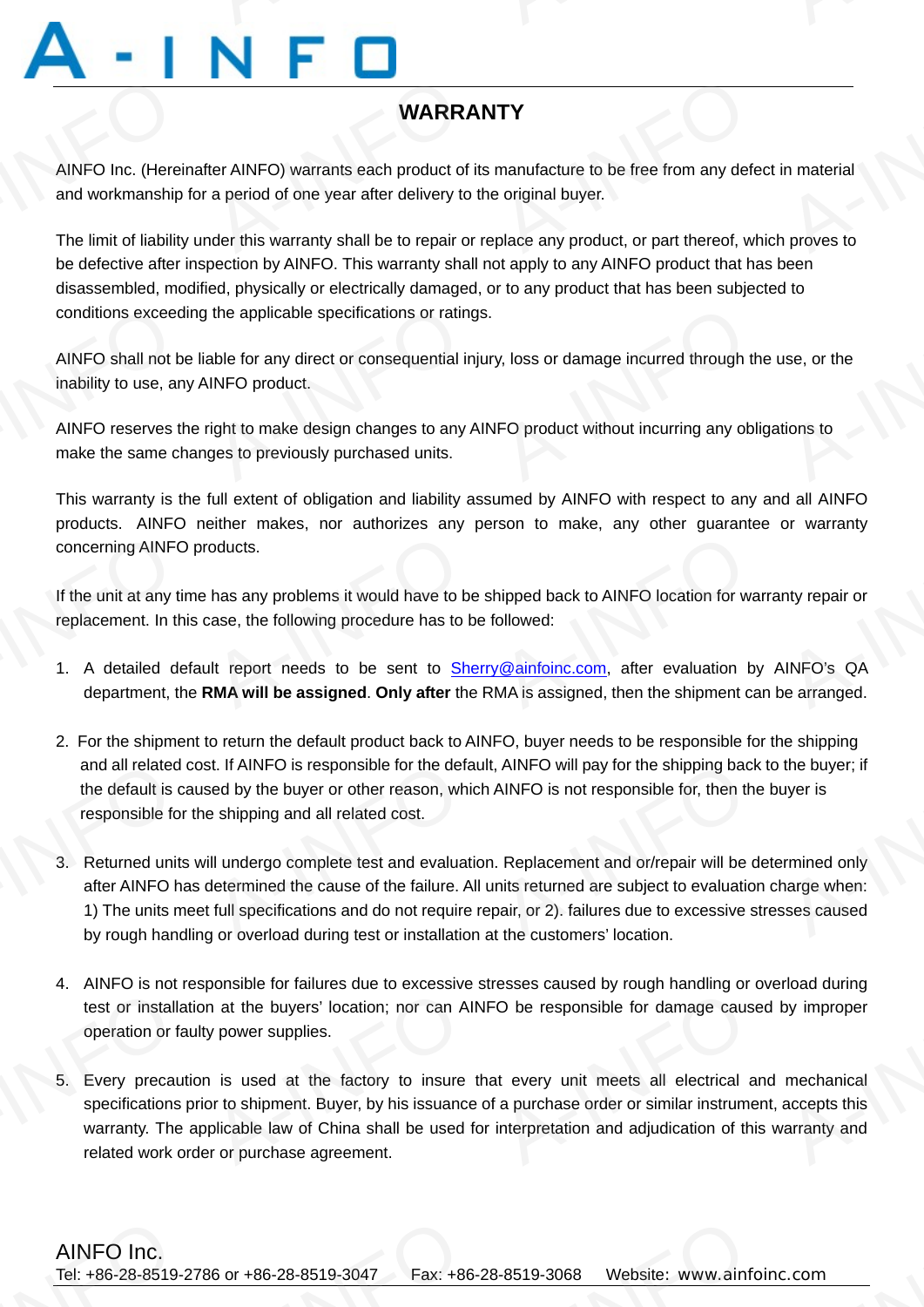# WARRANTY

AINFO Inc. (Hereinafter AINFO) warrants each product of its manufacture to be free from any defect in material and workmanship for a period of one year after delivery to the original buyer.

The limit of liability under this warranty shall be to repair or replace any product, or part thereof, which proves to be defective after inspection by AINFO. This warranty shall not apply to any AINFO product that has been disassembled, modified, physically or electrically damaged, or to any product that has been subjected to conditions exceeding the applicable specifications or ratings.

AINFO shall not be liable for any direct or consequential injury, loss or damage incurred through the use, or the inability to use, any AINFO product.

AINFO reserves the right to make design changes to any AINFO product without incurring any obligations to make the same changes to previously purchased units.

This warranty is the full extent of obligation and liability assumed by AINFO with respect to any and all AINFO products. AINFO neither makes, nor authorizes any person to make, any other guarantee or warranty concerning AINFO products.

If the unit at any time has any problems it would have to be shipped back to AINFO location for warranty repair or replacement. In this case, the following procedure has to be followed:

1. A detailed default report needs to be sent to Sherry@ainfoinc.com, after evaluation by AINFO's QA department, the **RMA will be assigned**. **Only after** the RMA is assigned, then the shipment can be arranged.

2. For the shipment to return the default product back to AINFO, buyer needs to be responsible for the shipping and all related cost. If AINFO is responsible for the default, AINFO will pay for the shipping back to the buyer; if the default is caused by the buyer or other reason, which AINFO is not responsible for, then the buyer is responsible for the shipping and all related cost.

3. Returned units will undergo complete test and evaluation. Replacement and or/repair will be determined only after AINFO has determined the cause of the failure. All units returned are subject to evaluation charge when: 1) The units meet full specifications and do not require repair, or 2). failures due to excessive stresses caused by rough handling or overload during test or installation at the customers' location.

4. AINFO is not responsible for failures due to excessive stresses caused by rough handling or overload during test or installation at the buyers' location; nor can AINFO be responsible for damage caused by improper operation or faulty power supplies.

5. Every precaution is used at the factory to insure that every unit meets all electrical and mechanical specifications prior to shipment. Buyer, by his issuance of a purchase order or similar instrument, accepts this warranty. The applicable law of China shall be used for interpretation and adjudication of this warranty and related work order or purchase agreement.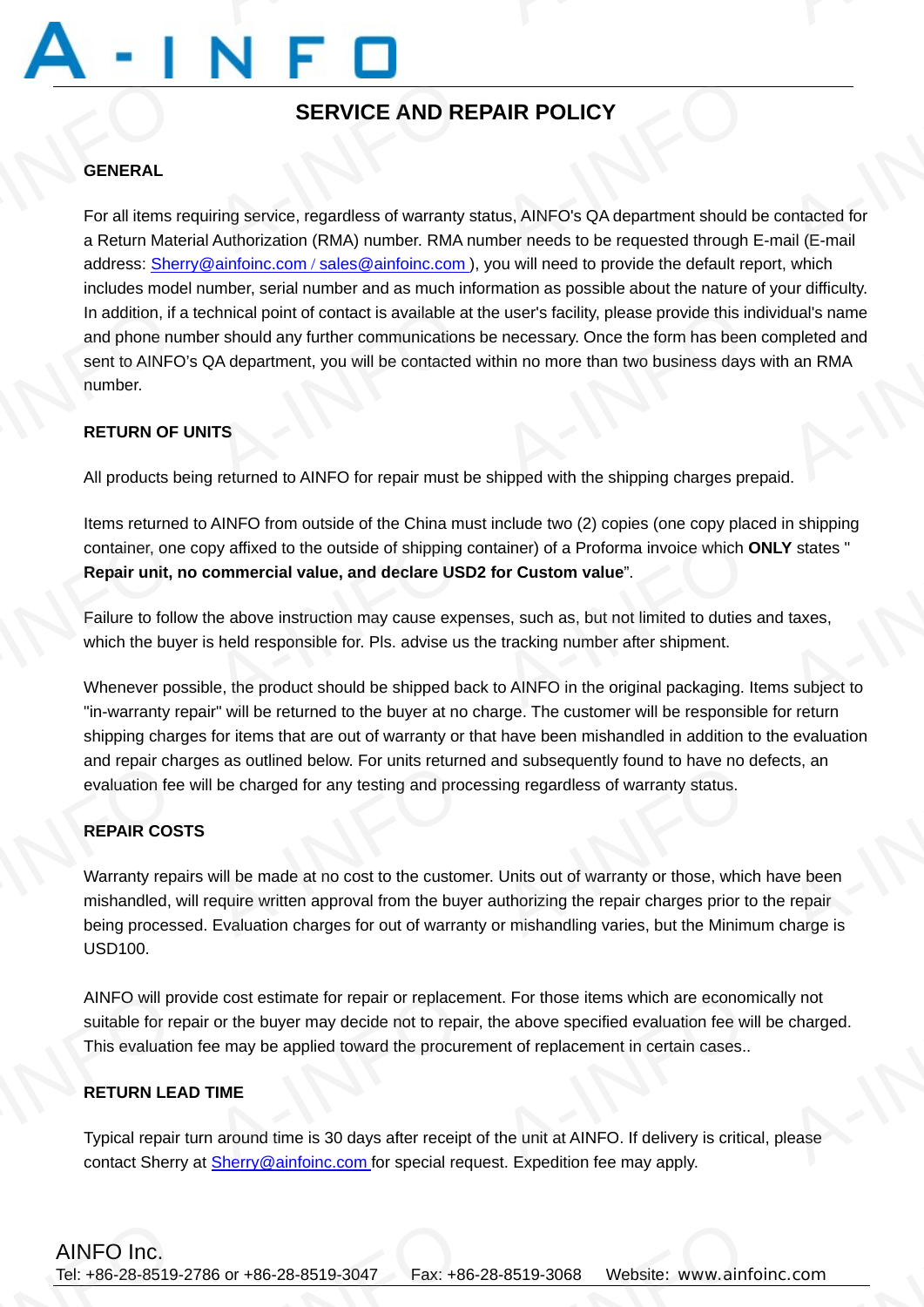# SERVICE AND REPAIR POLICY

## GENERAL

For all items requiring service, regardless of warranty status, AINFO's QA department should be contacted for a Return Material Authorization (RMA) number. RMA number needs to be requested through E-mail (E-mail address: Sherry@ainfoinc.com / sales@ainfoinc.com ), you will need to provide the default report, which includes model number, serial number and as much information as possible about the nature of your difficulty. In addition, if a technical point of contact is available at the user's facility, please provide this individual's name and phone number should any further communications be necessary. Once the form has been completed and sent to AINFO's QA department, you will be contacted within no more than two business days with an RMA number.

## RETURN OF UNITS

All products being returned to AINFO for repair must be shipped with the shipping charges prepaid.

Items returned to AINFO from outside of the China must include two (2) copies (one copy placed in shipping container, one copy affixed to the outside of shipping container) of a Proforma invoice which **ONLY** states " **Repair unit, no commercial value, and declare USD2 for Custom value**".

Failure to follow the above instruction may cause expenses, such as, but not limited to duties and taxes, which the buyer is held responsible for. Pls. advise us the tracking number after shipment.

Whenever possible, the product should be shipped back to AINFO in the original packaging. Items subject to "in-warranty repair" will be returned to the buyer at no charge. The customer will be responsible for return shipping charges for items that are out of warranty or that have been mishandled in addition to the evaluation and repair charges as outlined below. For units returned and subsequently found to have no defects, an evaluation fee will be charged for any testing and processing regardless of warranty status.

## REPAIR COSTS

Warranty repairs will be made at no cost to the customer. Units out of warranty or those, which have been mishandled, will require written approval from the buyer authorizing the repair charges prior to the repair being processed. Evaluation charges for out of warranty or mishandling varies, but the Minimum charge is USD100.

AINFO will provide cost estimate for repair or replacement. For those items which are economically not suitable for repair or the buyer may decide not to repair, the above specified evaluation fee will be charged. This evaluation fee may be applied toward the procurement of replacement in certain cases..

## RETURN LEAD TIME

Typical repair turn around time is 30 days after receipt of the unit at AINFO. If delivery is critical, please contact Sherry at Sherry@ainfoinc.com for special request. Expedition fee may apply.

AINFO Inc.

Tel: +86-28-8519-2786 or +86-28-8519-3047 Fax: +86-28-8519-3068 Website: www.ainfoinc.com